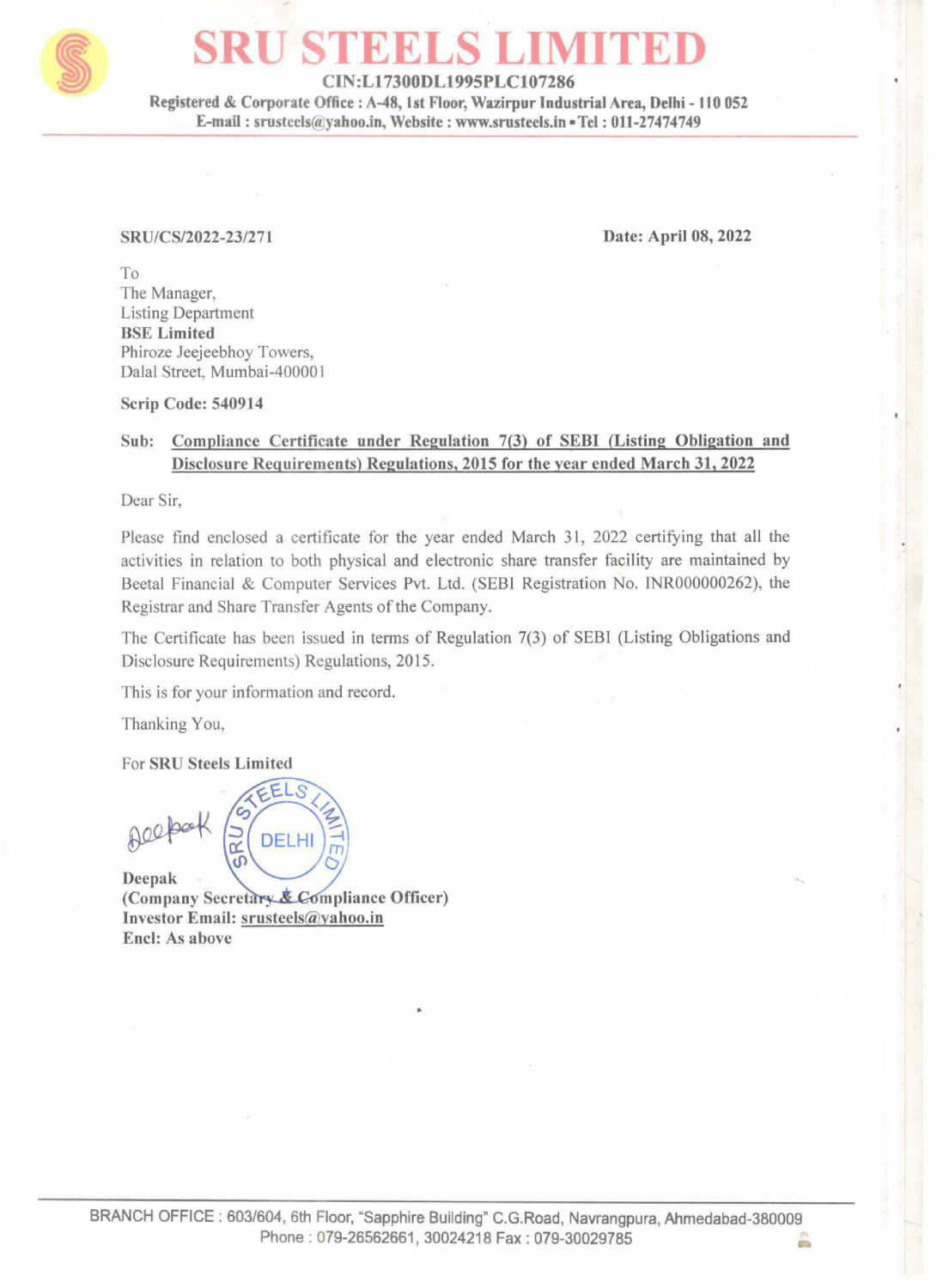# SRU STEELS LIMITED

**CIN:L17300DL1995PLC107286**

**Registered & Corporate Office : A-48, 1st Floor, Wazirpur Industrial Area, Delhi - 110 052**

**E-mail : srusteels@yahoo.in, Website : www.srusteels.in • Tel : 011-27474749**

---

**SRU/CS/2022-23/271** **Date: April 08, 2022**

To
The Manager,
Listing Department
**BSE Limited**
Phiroze Jeejeebhoy Towers,
Dalal Street, Mumbai-400001

**Scrip Code: 540914**

**Sub: Compliance Certificate under Regulation 7(3) of SEBI (Listing Obligation and Disclosure Requirements) Regulations, 2015 for the year ended March 31, 2022**

Dear Sir,

Please find enclosed a certificate for the year ended March 31, 2022 certifying that all the activities in relation to both physical and electronic share transfer facility are maintained by Beetal Financial & Computer Services Pvt. Ltd. (SEBI Registration No. INR000000262), the Registrar and Share Transfer Agents of the Company.

The Certificate has been issued in terms of Regulation 7(3) of SEBI (Listing Obligations and Disclosure Requirements) Regulations, 2015.

This is for your information and record.

Thanking You,

For **SRU Steels Limited**

Deepak

**Deepak**
**(Company Secretary & Compliance Officer)**
**Investor Email: srusteels@yahoo.in**
**Encl: As above**

---

BRANCH OFFICE : 603/604, 6th Floor, "Sapphire Building" C.G.Road, Navrangpura, Ahmedabad-380009
Phone : 079-26562661, 30024218 Fax : 079-30029785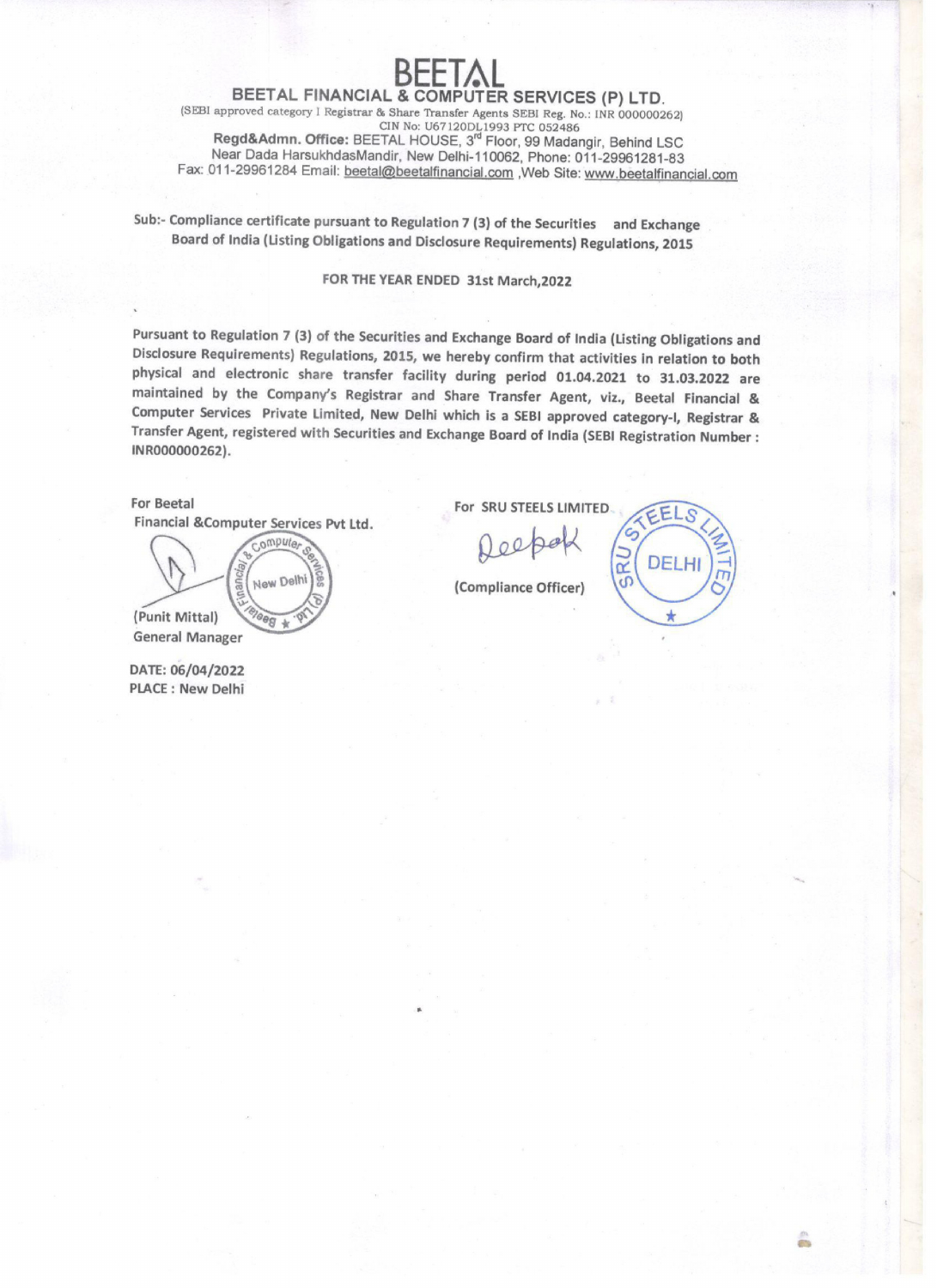# BEETAL

## BEETAL FINANCIAL & COMPUTER SERVICES (P) LTD.

(SEBI approved category I Registrar & Share Transfer Agents SEBI Reg. No.: INR 000000262)
CIN No: U67120DL1993 PTC 052486
**Regd&Admn. Office:** BEETAL HOUSE, 3rd Floor, 99 Madangir, Behind LSC
Near Dada HarsukhdasMandir, New Delhi-110062, Phone: 011-29961281-83
Fax: 011-29961284 Email: beetal@beetalfinancial.com ,Web Site: www.beetalfinancial.com

**Sub:- Compliance certificate pursuant to Regulation 7 (3) of the Securities and Exchange Board of India (Listing Obligations and Disclosure Requirements) Regulations, 2015**

**FOR THE YEAR ENDED 31st March,2022**

Pursuant to Regulation 7 (3) of the Securities and Exchange Board of India (Listing Obligations and Disclosure Requirements) Regulations, 2015, we hereby confirm that activities in relation to both physical and electronic share transfer facility during period 01.04.2021 to 31.03.2022 are maintained by the Company's Registrar and Share Transfer Agent, viz., Beetal Financial & Computer Services Private Limited, New Delhi which is a SEBI approved category-I, Registrar & Transfer Agent, registered with Securities and Exchange Board of India (SEBI Registration Number : INR000000262).

For Beetal
Financial &Computer Services Pvt Ltd.

(Punit Mittal)
General Manager

For SRU STEELS LIMITED

Deepak
(Compliance Officer)

DATE: 06/04/2022
PLACE : New Delhi